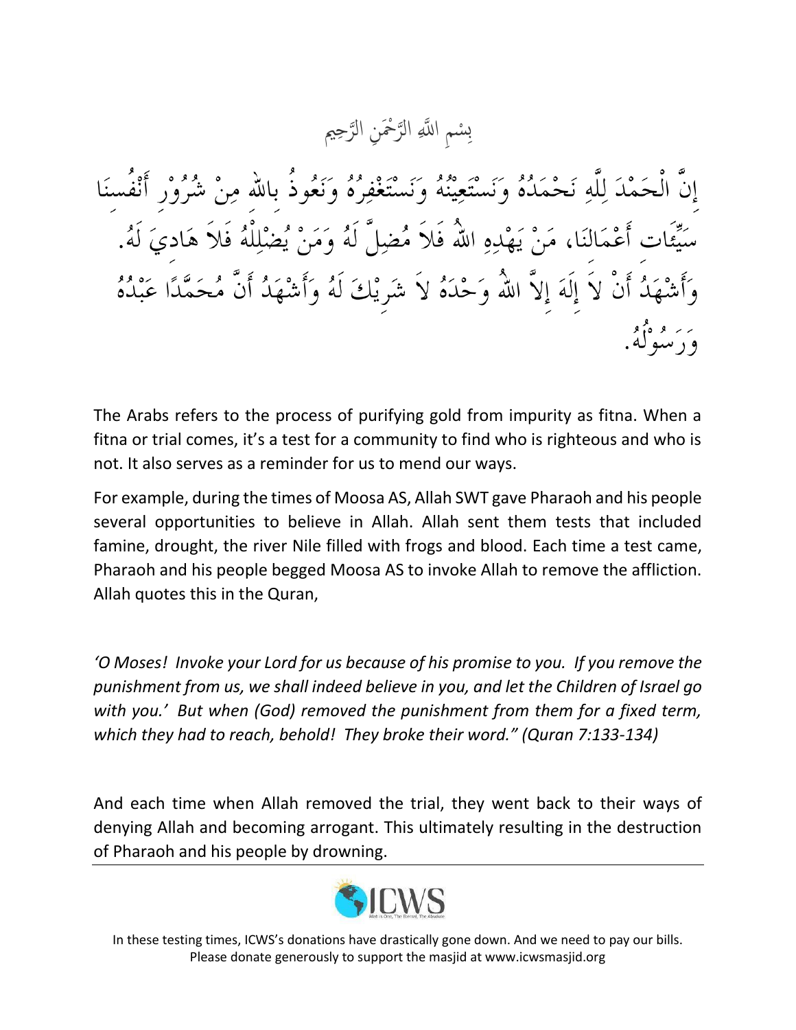بِسْمِ اللَّهِ الرَّحْمَنِ الرَّحِيم

إِنَّ الْحَمْدَ لِلَّهِ نَحْمَدُهُ وَنَسْتَعِيْنُهُ وَنَسْتَغْفِرُهُ وَنَعُوذُ بِاللهِ مِنْ شُرُوْرِ أَنْفُسِنَا سَيِّئَات أَعْمَالِنَا، مَنْ يَهْدِهِ اللهُ فَلاَ مُضِلَّ لَهُ وَمَنْ يُضْلِلْهُ فَلاَ هَادِيَ لَهُ. وَأَشْهَدُ أَنْ لاَ إِلَهَ إِلاَّ اللهُ وَحْدَهُ لاَ شَرِيْكَ لَهُ وَأَشْهَدُ أَنَّ مُحَمَّدًا عَبْدُهُ وَرَسُوْلُهُ.

The Arabs refers to the process of purifying gold from impurity as fitna. When a fitna or trial comes, it's a test for a community to find who is righteous and who is not. It also serves as a reminder for us to mend our ways.

For example, during the times of Moosa AS, Allah SWT gave Pharaoh and his people several opportunities to believe in Allah. Allah sent them tests that included famine, drought, the river Nile filled with frogs and blood. Each time a test came, Pharaoh and his people begged Moosa AS to invoke Allah to remove the affliction. Allah quotes this in the Quran,

*'O Moses! Invoke your Lord for us because of his promise to you. If you remove the punishment from us, we shall indeed believe in you, and let the Children of Israel go with you.' But when (God) removed the punishment from them for a fixed term, which they had to reach, behold! They broke their word." (Quran 7:133-134)*

And each time when Allah removed the trial, they went back to their ways of denying Allah and becoming arrogant. This ultimately resulting in the destruction of Pharaoh and his people by drowning.

---

ICWS

In these testing times, ICWS's donations have drastically gone down. And we need to pay our bills. Please donate generously to support the masjid at www.icwsmasjid.org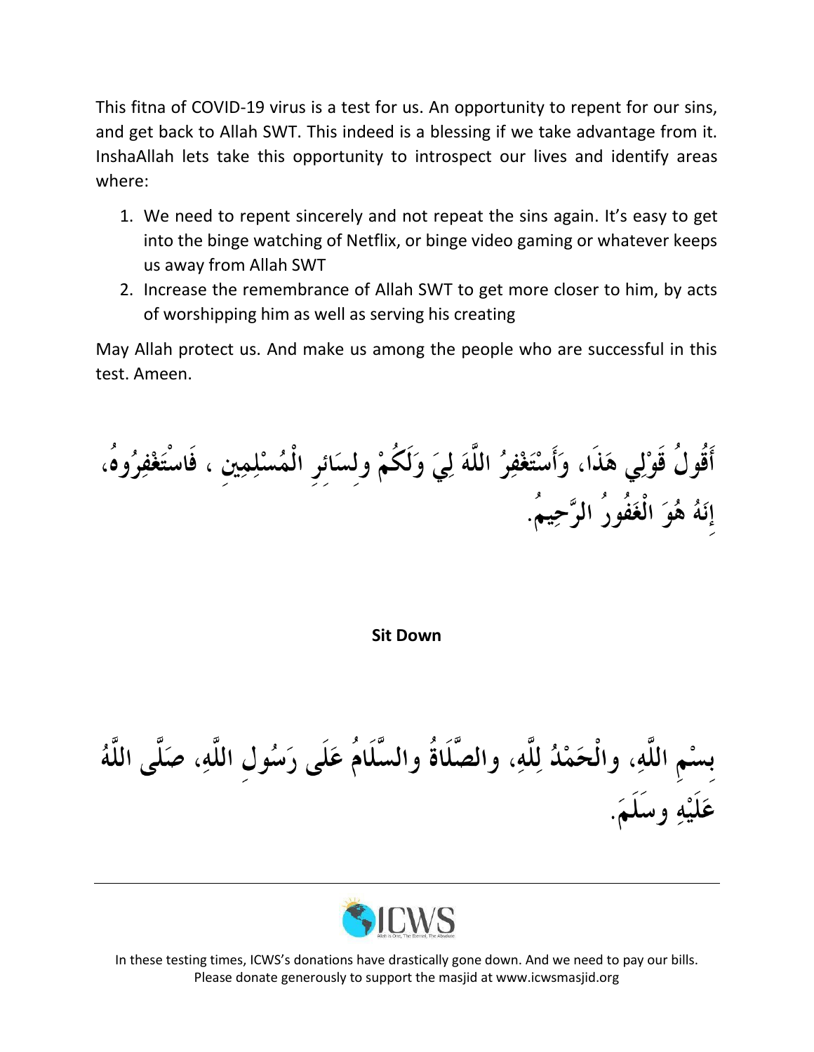This fitna of COVID-19 virus is a test for us. An opportunity to repent for our sins, and get back to Allah SWT. This indeed is a blessing if we take advantage from it. InshaAllah lets take this opportunity to introspect our lives and identify areas where:

1. We need to repent sincerely and not repeat the sins again. It's easy to get into the binge watching of Netflix, or binge video gaming or whatever keeps us away from Allah SWT
2. Increase the remembrance of Allah SWT to get more closer to him, by acts of worshipping him as well as serving his creating

May Allah protect us. And make us among the people who are successful in this test. Ameen.

أَقُولُ قَوْلِي هَذَا، وَأَسْتَغْفِرُ اللَّهَ لِيَ وَلَكُمْ وَلِسَائِرِ الْمُسْلِمِين ، فَاسْتَغْفِرُوهُ، إِنَهُ هُوَ الْغَفُورُ الرَّحِيمُ.

**Sit Down**

بِسْمِ اللَّهِ، والْحَمْدُ لِلَّهِ، والصَّلَاةُ والسَّلَامُ عَلَى رَسُولِ اللَّهِ، صَلَّى اللَّهُ عَلَيْهِ وسَلَمَ.

In these testing times, ICWS's donations have drastically gone down. And we need to pay our bills. Please donate generously to support the masjid at www.icwsmasjid.org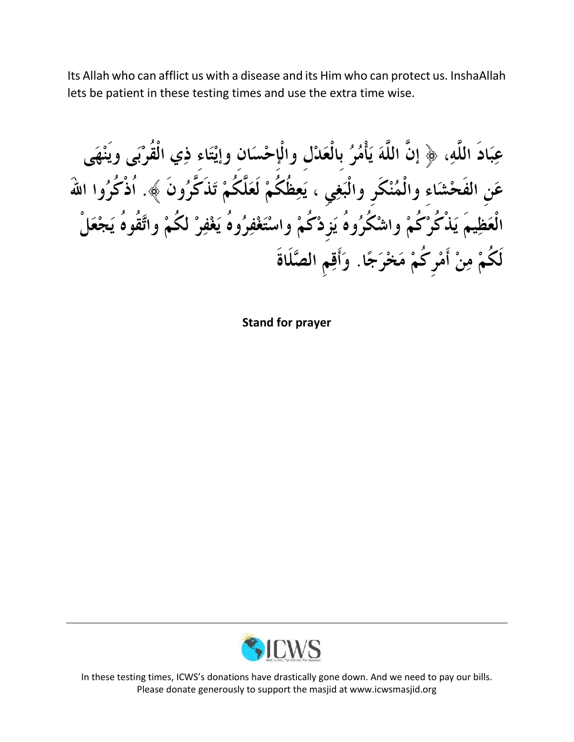Its Allah who can afflict us with a disease and its Him who can protect us. InshaAllah lets be patient in these testing times and use the extra time wise.

عِبَادَ اللَّهِ، ﴿ إِنَّ اللَّهَ يَأْمُرُ بِالْعَدْلِ والْإِحْسَانِ وإِيْتَاءِ ذِي الْقُرْبَى ويَنْهَى عَنِ الفَحْشَاءِ والْمُنْكَرِ والْبَغِي ، يَعِظُكُمْ لَعَلَّكُمْ تَذَكَّرُونَ ﴾. اُذْكُرُوا اللهَ الْعَظِيمَ يَذْكُرْكُمْ واشْكُرُوهُ يَزِدْكُمْ واسْتَغْفِرُوهُ يَغْفِرْ لكُمْ واتَّقُوهُ يَجْعَلْ لَكُمْ مِنْ أَمْرِكُمْ مَخْرَجًا. وَأَقِمِ الصَّلَاةَ

**Stand for prayer**

In these testing times, ICWS's donations have drastically gone down. And we need to pay our bills. Please donate generously to support the masjid at www.icwsmasjid.org